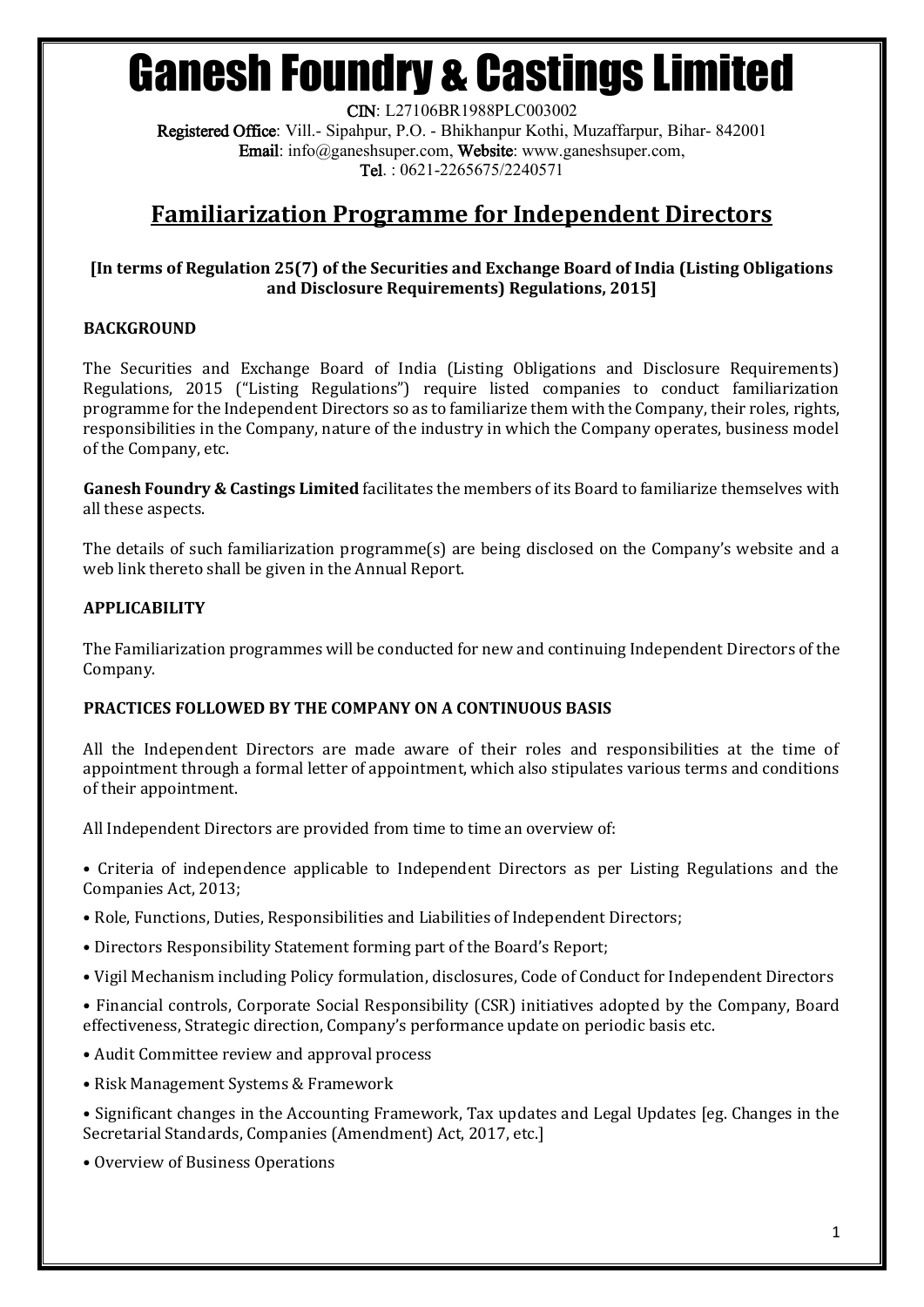# Ganesh Foundry & Castings Limited

**CIN**: L27106BR1988PLC003002
**Registered Office**: Vill.- Sipahpur, P.O. - Bhikhanpur Kothi, Muzaffarpur, Bihar- 842001
**Email**: info@ganeshsuper.com, **Website**: www.ganeshsuper.com,
**Tel**. : 0621-2265675/2240571

## Familiarization Programme for Independent Directors

**[In terms of Regulation 25(7) of the Securities and Exchange Board of India (Listing Obligations and Disclosure Requirements) Regulations, 2015]**

### BACKGROUND

The Securities and Exchange Board of India (Listing Obligations and Disclosure Requirements) Regulations, 2015 ("Listing Regulations") require listed companies to conduct familiarization programme for the Independent Directors so as to familiarize them with the Company, their roles, rights, responsibilities in the Company, nature of the industry in which the Company operates, business model of the Company, etc.

**Ganesh Foundry & Castings Limited** facilitates the members of its Board to familiarize themselves with all these aspects.

The details of such familiarization programme(s) are being disclosed on the Company's website and a web link thereto shall be given in the Annual Report.

### APPLICABILITY

The Familiarization programmes will be conducted for new and continuing Independent Directors of the Company.

### PRACTICES FOLLOWED BY THE COMPANY ON A CONTINUOUS BASIS

All the Independent Directors are made aware of their roles and responsibilities at the time of appointment through a formal letter of appointment, which also stipulates various terms and conditions of their appointment.

All Independent Directors are provided from time to time an overview of:

- Criteria of independence applicable to Independent Directors as per Listing Regulations and the Companies Act, 2013;
- Role, Functions, Duties, Responsibilities and Liabilities of Independent Directors;
- Directors Responsibility Statement forming part of the Board's Report;
- Vigil Mechanism including Policy formulation, disclosures, Code of Conduct for Independent Directors
- Financial controls, Corporate Social Responsibility (CSR) initiatives adopted by the Company, Board effectiveness, Strategic direction, Company's performance update on periodic basis etc.
- Audit Committee review and approval process
- Risk Management Systems & Framework
- Significant changes in the Accounting Framework, Tax updates and Legal Updates [eg. Changes in the Secretarial Standards, Companies (Amendment) Act, 2017, etc.]
- Overview of Business Operations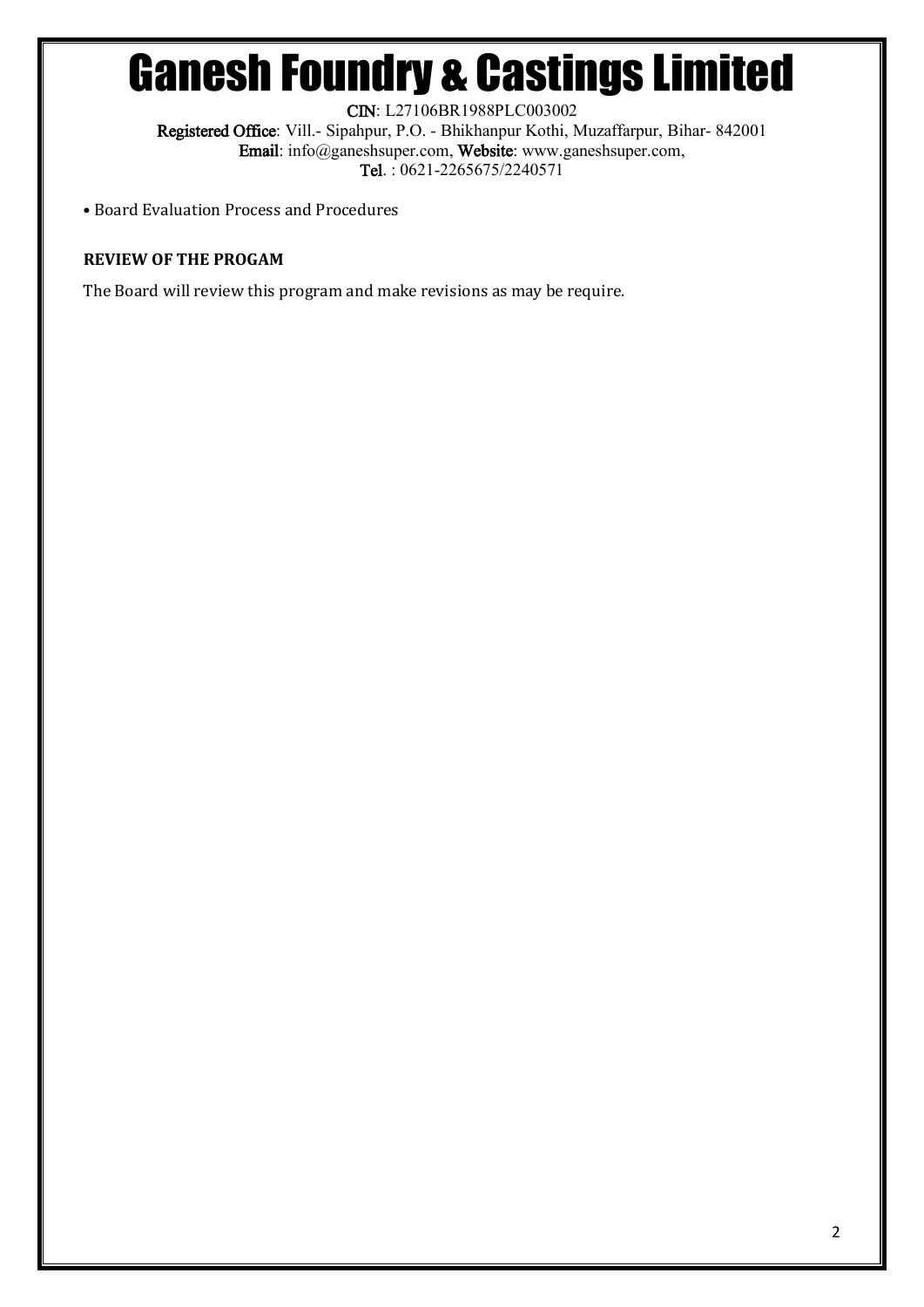• Board Evaluation Process and Procedures

**REVIEW OF THE PROGAM**

The Board will review this program and make revisions as may be require.